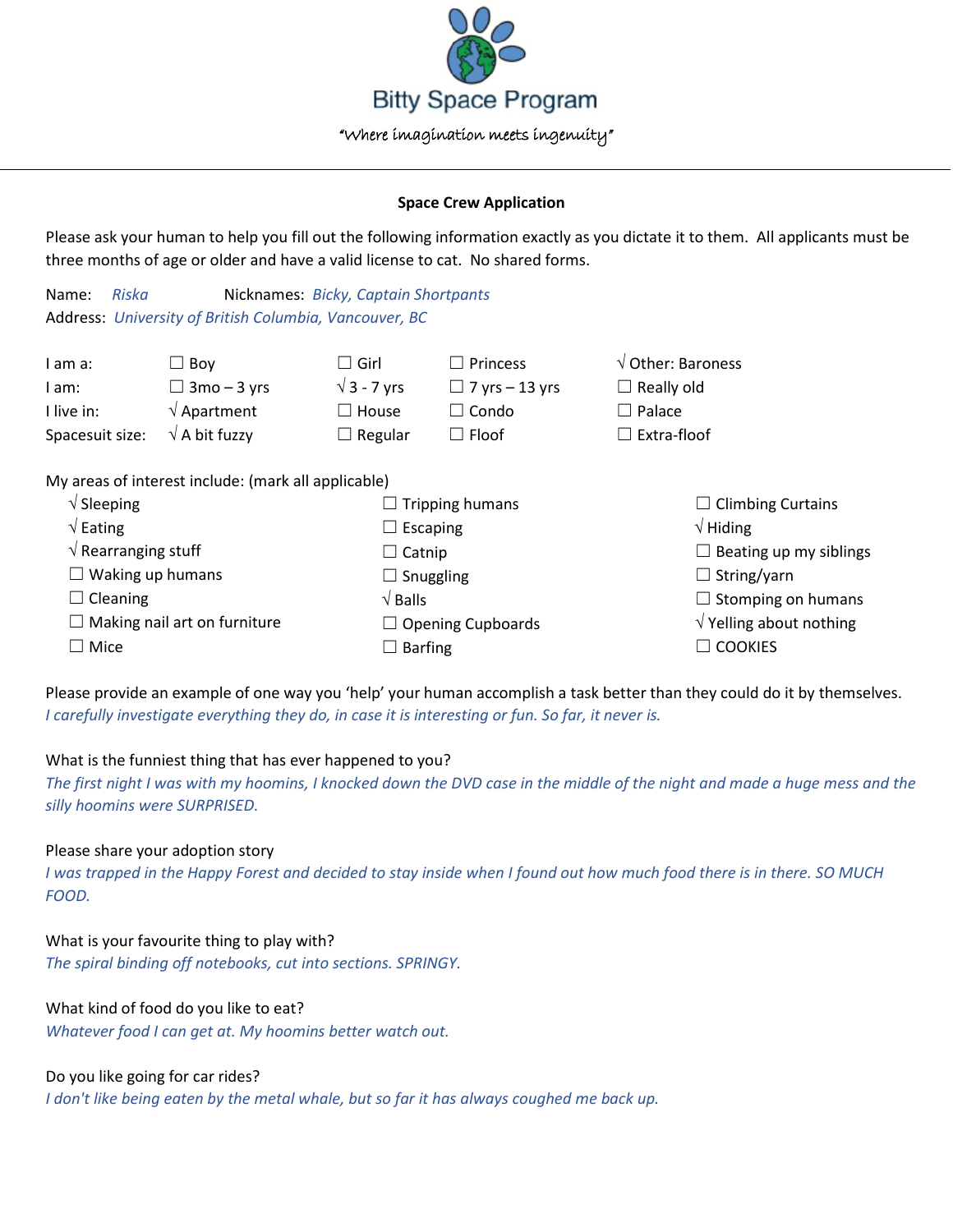# Bitty Space Program

*"Where imagination meets ingenuity"*

---

**Space Crew Application**

Please ask your human to help you fill out the following information exactly as you dictate it to them. All applicants must be three months of age or older and have a valid license to cat. No shared forms.

Name: *Riska* Nicknames: *Bicky, Captain Shortpants*
Address: *University of British Columbia, Vancouver, BC*

| | | | | |
|---|---|---|---|---|
| I am a: | ☐ Boy | ☐ Girl | ☐ Princess | √ Other: Baroness |
| I am: | ☐ 3mo – 3 yrs | √ 3 - 7 yrs | ☐ 7 yrs – 13 yrs | ☐ Really old |
| I live in: | √ Apartment | ☐ House | ☐ Condo | ☐ Palace |
| Spacesuit size: | √ A bit fuzzy | ☐ Regular | ☐ Floof | ☐ Extra-floof |

My areas of interest include: (mark all applicable)

| | | |
|---|---|---|
| √ Sleeping | ☐ Tripping humans | ☐ Climbing Curtains |
| √ Eating | ☐ Escaping | √ Hiding |
| √ Rearranging stuff | ☐ Catnip | ☐ Beating up my siblings |
| ☐ Waking up humans | ☐ Snuggling | ☐ String/yarn |
| ☐ Cleaning | √ Balls | ☐ Stomping on humans |
| ☐ Making nail art on furniture | ☐ Opening Cupboards | √ Yelling about nothing |
| ☐ Mice | ☐ Barfing | ☐ COOKIES |

Please provide an example of one way you 'help' your human accomplish a task better than they could do it by themselves.
*I carefully investigate everything they do, in case it is interesting or fun. So far, it never is.*

What is the funniest thing that has ever happened to you?
*The first night I was with my hoomins, I knocked down the DVD case in the middle of the night and made a huge mess and the silly hoomins were SURPRISED.*

Please share your adoption story
*I was trapped in the Happy Forest and decided to stay inside when I found out how much food there is in there. SO MUCH FOOD.*

What is your favourite thing to play with?
*The spiral binding off notebooks, cut into sections. SPRINGY.*

What kind of food do you like to eat?
*Whatever food I can get at. My hoomins better watch out.*

Do you like going for car rides?
*I don't like being eaten by the metal whale, but so far it has always coughed me back up.*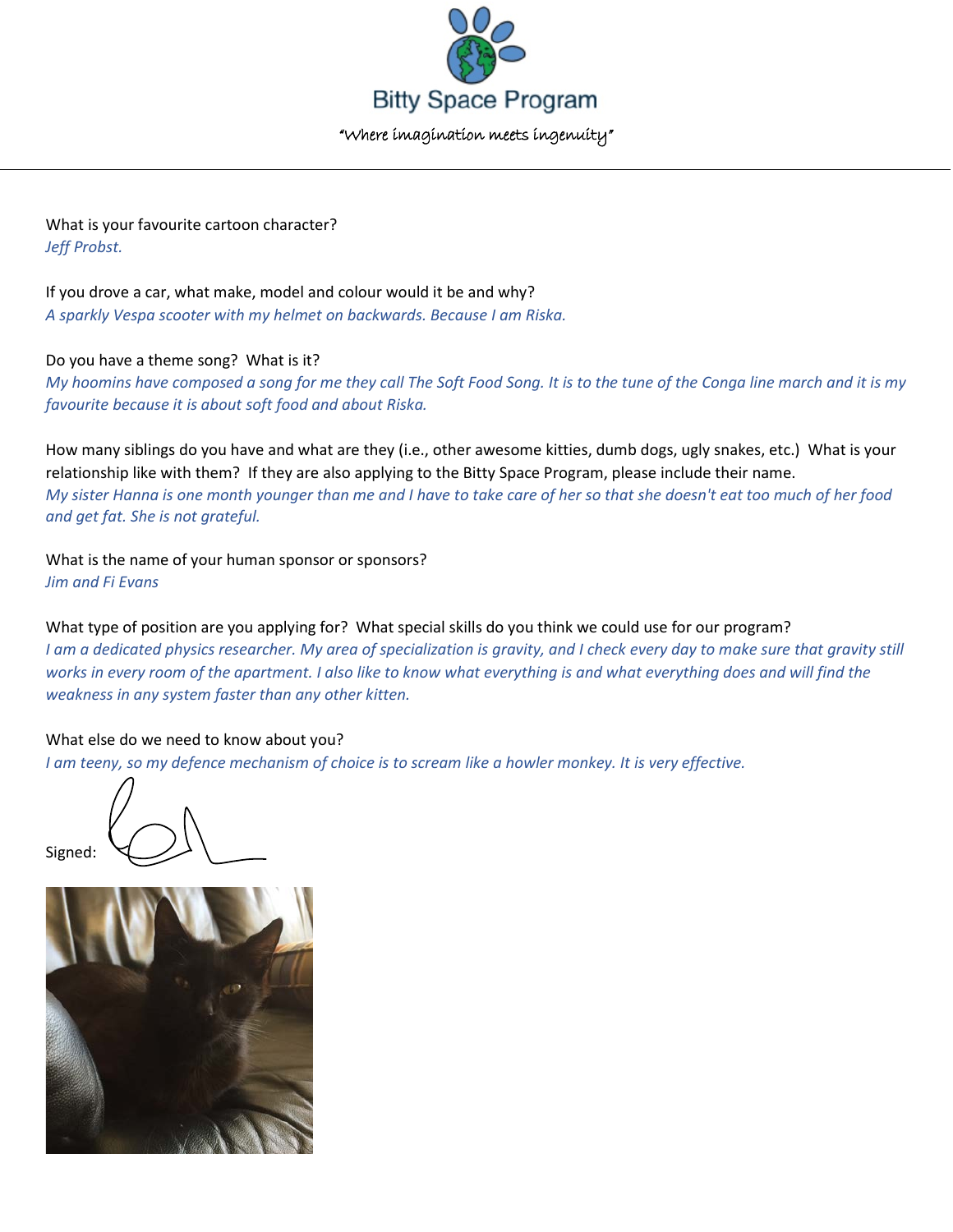Bitty Space Program

"Where imagination meets ingenuity"

---

What is your favourite cartoon character?

*Jeff Probst.*

If you drove a car, what make, model and colour would it be and why?

*A sparkly Vespa scooter with my helmet on backwards. Because I am Riska.*

Do you have a theme song? What is it?

*My hoomins have composed a song for me they call The Soft Food Song. It is to the tune of the Conga line march and it is my favourite because it is about soft food and about Riska.*

How many siblings do you have and what are they (i.e., other awesome kitties, dumb dogs, ugly snakes, etc.) What is your relationship like with them? If they are also applying to the Bitty Space Program, please include their name.

*My sister Hanna is one month younger than me and I have to take care of her so that she doesn't eat too much of her food and get fat. She is not grateful.*

What is the name of your human sponsor or sponsors?

*Jim and Fi Evans*

What type of position are you applying for? What special skills do you think we could use for our program?

*I am a dedicated physics researcher. My area of specialization is gravity, and I check every day to make sure that gravity still works in every room of the apartment. I also like to know what everything is and what everything does and will find the weakness in any system faster than any other kitten.*

What else do we need to know about you?

*I am teeny, so my defence mechanism of choice is to scream like a howler monkey. It is very effective.*

Signed: